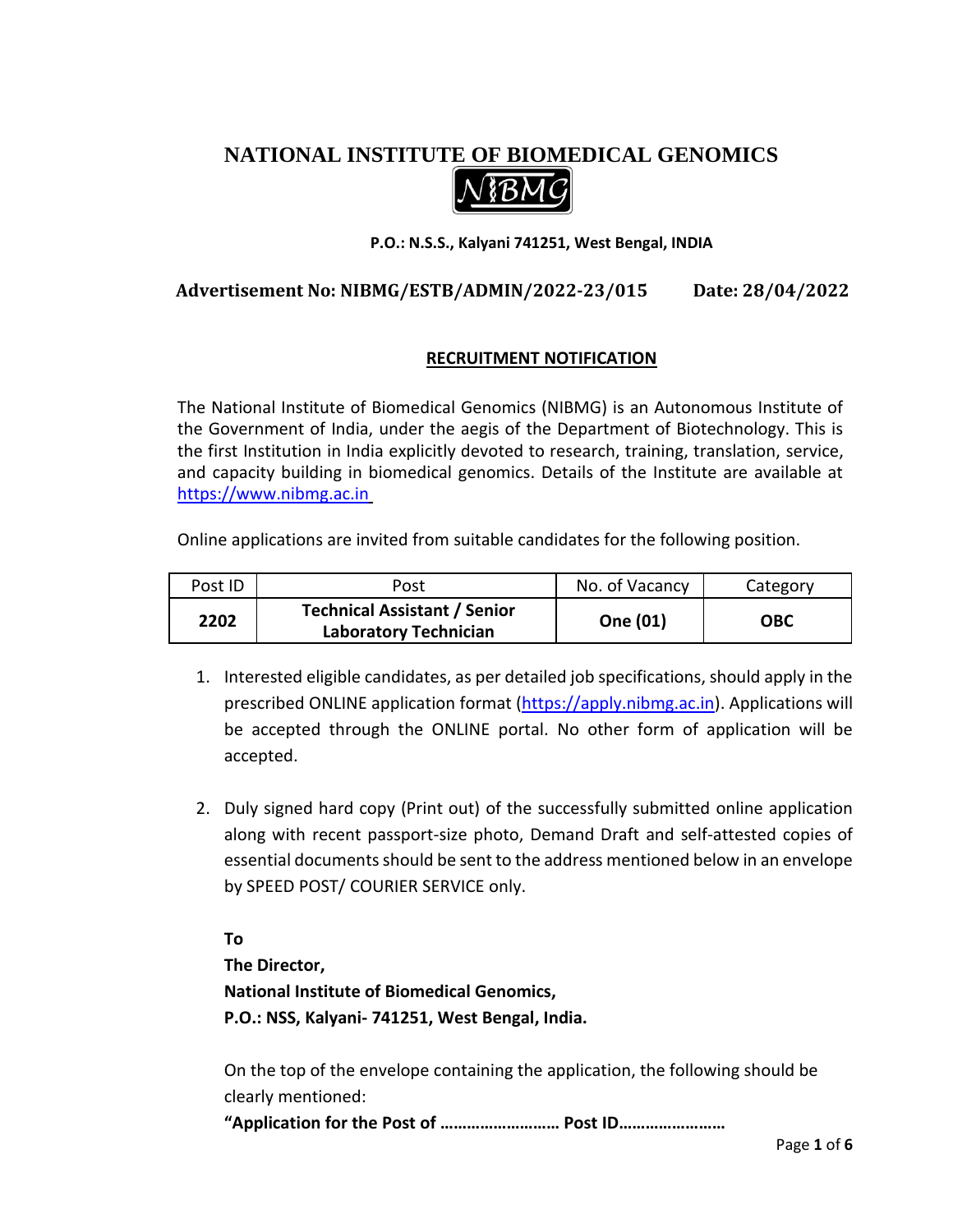# NATIONAL INSTITUTE OF BIOMEDICAL GENOMICS

**P.O.: N.S.S., Kalyani 741251, West Bengal, INDIA**

**Advertisement No: NIBMG/ESTB/ADMIN/2022-23/015 Date: 28/04/2022**

## RECRUITMENT NOTIFICATION

The National Institute of Biomedical Genomics (NIBMG) is an Autonomous Institute of the Government of India, under the aegis of the Department of Biotechnology. This is the first Institution in India explicitly devoted to research, training, translation, service, and capacity building in biomedical genomics. Details of the Institute are available at https://www.nibmg.ac.in

Online applications are invited from suitable candidates for the following position.

| Post ID | Post | No. of Vacancy | Category |
|---|---|---|---|
| **2202** | **Technical Assistant / Senior Laboratory Technician** | **One (01)** | **OBC** |

1. Interested eligible candidates, as per detailed job specifications, should apply in the prescribed ONLINE application format (https://apply.nibmg.ac.in). Applications will be accepted through the ONLINE portal. No other form of application will be accepted.

2. Duly signed hard copy (Print out) of the successfully submitted online application along with recent passport-size photo, Demand Draft and self-attested copies of essential documents should be sent to the address mentioned below in an envelope by SPEED POST/ COURIER SERVICE only.

   **To**
   **The Director,**
   **National Institute of Biomedical Genomics,**
   **P.O.: NSS, Kalyani- 741251, West Bengal, India.**

   On the top of the envelope containing the application, the following should be clearly mentioned:
   **"Application for the Post of ……………………… Post ID……………………**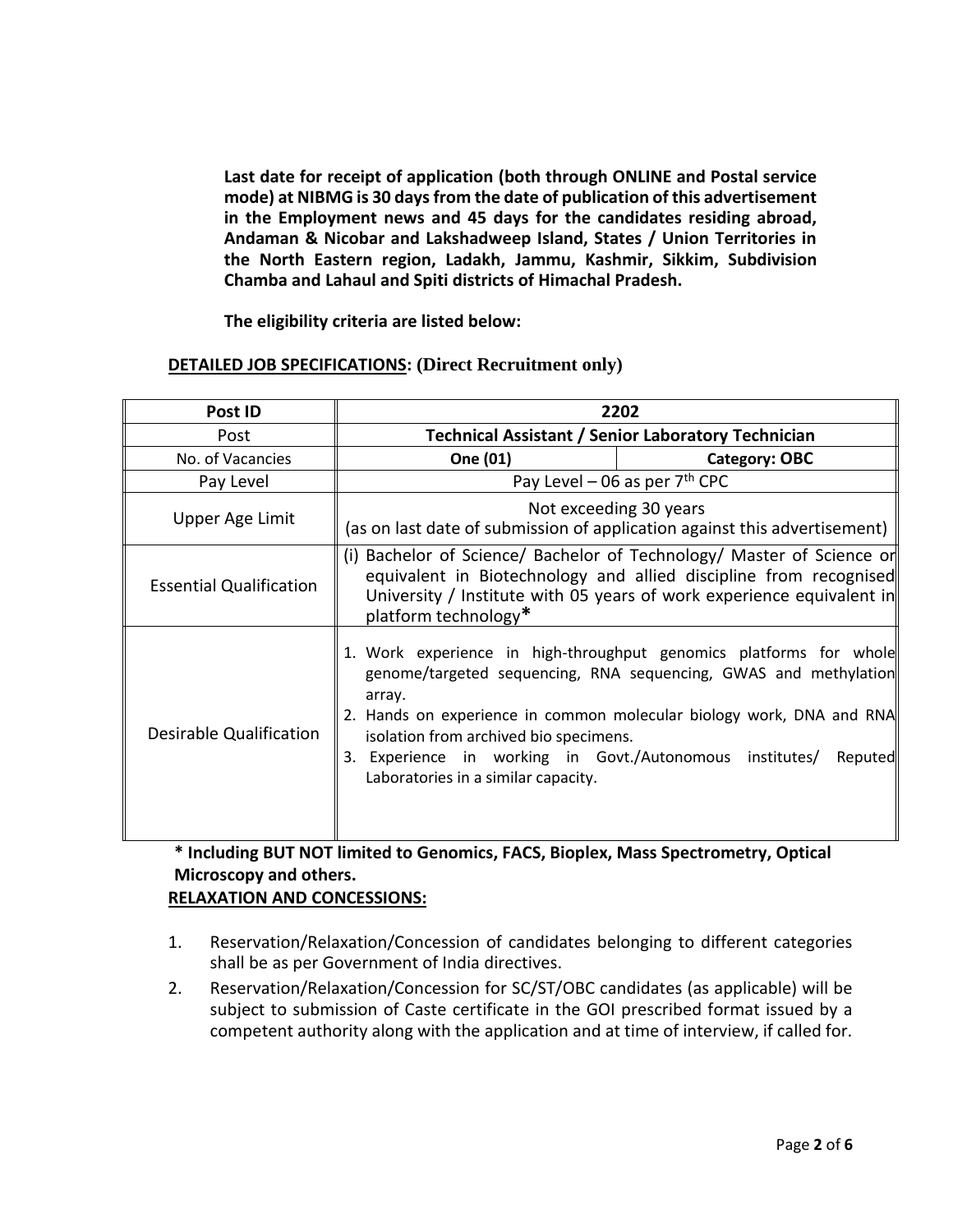**Last date for receipt of application (both through ONLINE and Postal service mode) at NIBMG is 30 days from the date of publication of this advertisement in the Employment news and 45 days for the candidates residing abroad, Andaman & Nicobar and Lakshadweep Island, States / Union Territories in the North Eastern region, Ladakh, Jammu, Kashmir, Sikkim, Subdivision Chamba and Lahaul and Spiti districts of Himachal Pradesh.**

**The eligibility criteria are listed below:**

**DETAILED JOB SPECIFICATIONS: (Direct Recruitment only)**

| **Post ID** | **2202** | |
|---|---|---|
| Post | **Technical Assistant / Senior Laboratory Technician** | |
| No. of Vacancies | **One (01)** | **Category: OBC** |
| Pay Level | Pay Level – 06 as per 7th CPC | |
| Upper Age Limit | Not exceeding 30 years (as on last date of submission of application against this advertisement) | |
| Essential Qualification | (i) Bachelor of Science/ Bachelor of Technology/ Master of Science or equivalent in Biotechnology and allied discipline from recognised University / Institute with 05 years of work experience equivalent in platform technology**\*** | |
| Desirable Qualification | 1. Work experience in high-throughput genomics platforms for whole genome/targeted sequencing, RNA sequencing, GWAS and methylation array.<br>2. Hands on experience in common molecular biology work, DNA and RNA isolation from archived bio specimens.<br>3. Experience in working in Govt./Autonomous institutes/ Reputed Laboratories in a similar capacity. | |

**\* Including BUT NOT limited to Genomics, FACS, Bioplex, Mass Spectrometry, Optical Microscopy and others.**

**RELAXATION AND CONCESSIONS:**

1. Reservation/Relaxation/Concession of candidates belonging to different categories shall be as per Government of India directives.
2. Reservation/Relaxation/Concession for SC/ST/OBC candidates (as applicable) will be subject to submission of Caste certificate in the GOI prescribed format issued by a competent authority along with the application and at time of interview, if called for.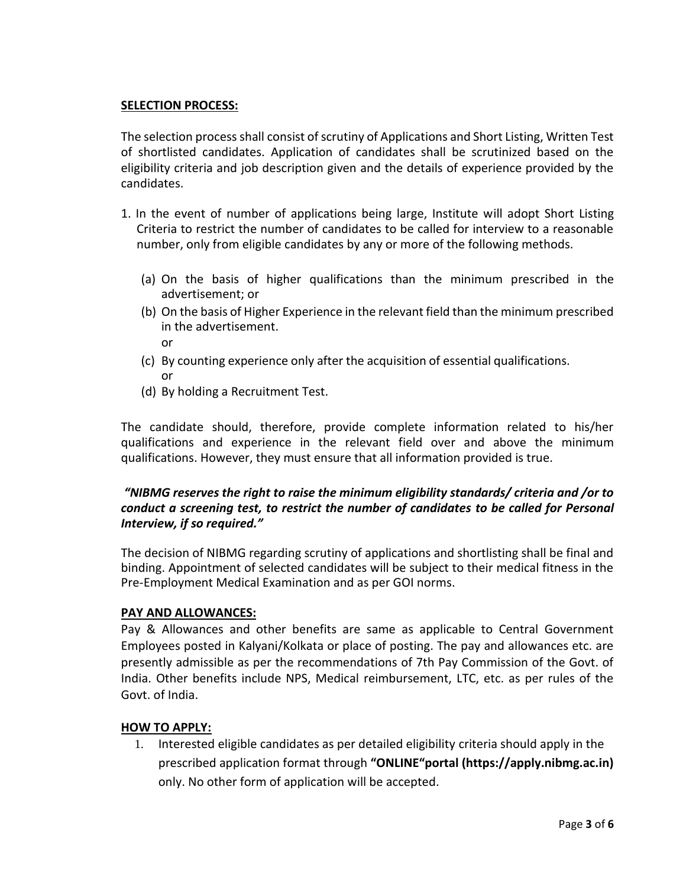**SELECTION PROCESS:**

The selection process shall consist of scrutiny of Applications and Short Listing, Written Test of shortlisted candidates. Application of candidates shall be scrutinized based on the eligibility criteria and job description given and the details of experience provided by the candidates.

1. In the event of number of applications being large, Institute will adopt Short Listing Criteria to restrict the number of candidates to be called for interview to a reasonable number, only from eligible candidates by any or more of the following methods.

   (a) On the basis of higher qualifications than the minimum prescribed in the advertisement; or
   (b) On the basis of Higher Experience in the relevant field than the minimum prescribed in the advertisement.
   or
   (c) By counting experience only after the acquisition of essential qualifications.
   or
   (d) By holding a Recruitment Test.

The candidate should, therefore, provide complete information related to his/her qualifications and experience in the relevant field over and above the minimum qualifications. However, they must ensure that all information provided is true.

***"NIBMG reserves the right to raise the minimum eligibility standards/ criteria and /or to conduct a screening test, to restrict the number of candidates to be called for Personal Interview, if so required."***

The decision of NIBMG regarding scrutiny of applications and shortlisting shall be final and binding. Appointment of selected candidates will be subject to their medical fitness in the Pre-Employment Medical Examination and as per GOI norms.

**PAY AND ALLOWANCES:**

Pay & Allowances and other benefits are same as applicable to Central Government Employees posted in Kalyani/Kolkata or place of posting. The pay and allowances etc. are presently admissible as per the recommendations of 7th Pay Commission of the Govt. of India. Other benefits include NPS, Medical reimbursement, LTC, etc. as per rules of the Govt. of India.

**HOW TO APPLY:**

1. Interested eligible candidates as per detailed eligibility criteria should apply in the prescribed application format through **"ONLINE"portal (https://apply.nibmg.ac.in)** only. No other form of application will be accepted.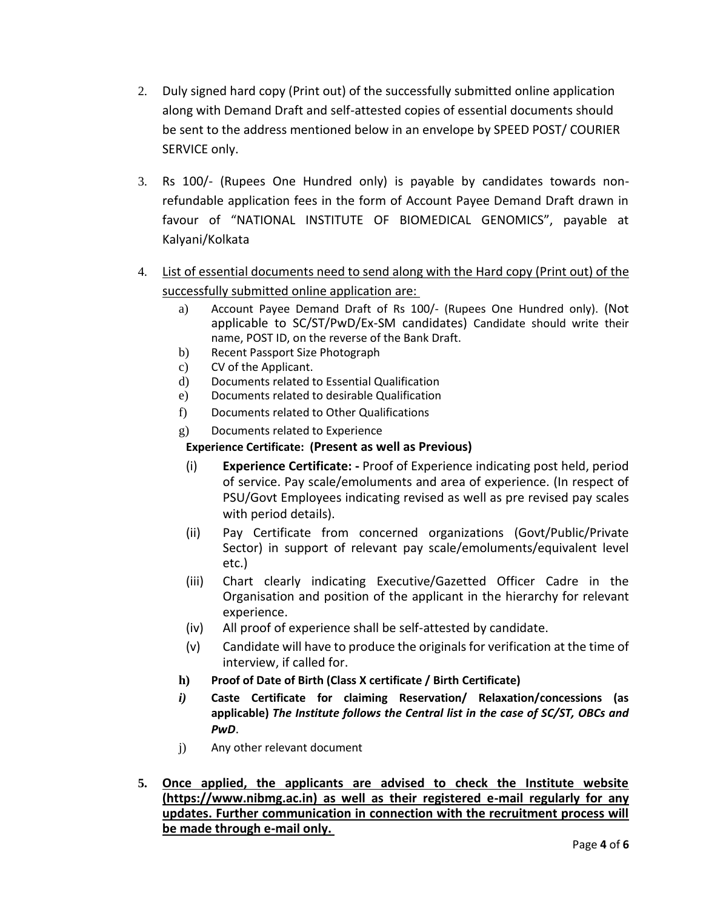2. Duly signed hard copy (Print out) of the successfully submitted online application along with Demand Draft and self-attested copies of essential documents should be sent to the address mentioned below in an envelope by SPEED POST/ COURIER SERVICE only.

3. Rs 100/- (Rupees One Hundred only) is payable by candidates towards non-refundable application fees in the form of Account Payee Demand Draft drawn in favour of "NATIONAL INSTITUTE OF BIOMEDICAL GENOMICS", payable at Kalyani/Kolkata

4. <u>List of essential documents need to send along with the Hard copy (Print out) of the successfully submitted online application are:</u>
   a) Account Payee Demand Draft of Rs 100/- (Rupees One Hundred only). (Not applicable to SC/ST/PwD/Ex-SM candidates) Candidate should write their name, POST ID, on the reverse of the Bank Draft.
   b) Recent Passport Size Photograph
   c) CV of the Applicant.
   d) Documents related to Essential Qualification
   e) Documents related to desirable Qualification
   f) Documents related to Other Qualifications
   g) Documents related to Experience

      **Experience Certificate: (Present as well as Previous)**

      (i) **Experience Certificate: -** Proof of Experience indicating post held, period of service. Pay scale/emoluments and area of experience. (In respect of PSU/Govt Employees indicating revised as well as pre revised pay scales with period details).
      (ii) Pay Certificate from concerned organizations (Govt/Public/Private Sector) in support of relevant pay scale/emoluments/equivalent level etc.)
      (iii) Chart clearly indicating Executive/Gazetted Officer Cadre in the Organisation and position of the applicant in the hierarchy for relevant experience.
      (iv) All proof of experience shall be self-attested by candidate.
      (v) Candidate will have to produce the originals for verification at the time of interview, if called for.
   **h) Proof of Date of Birth (Class X certificate / Birth Certificate)**
   ***i)*** **Caste Certificate for claiming Reservation/ Relaxation/concessions (as applicable)** ***The Institute follows the Central list in the case of SC/ST, OBCs and PwD***.
   j) Any other relevant document

**5. <u>Once applied, the applicants are advised to check the Institute website (https://www.nibmg.ac.in) as well as their registered e-mail regularly for any updates. Further communication in connection with the recruitment process will be made through e-mail only.</u>**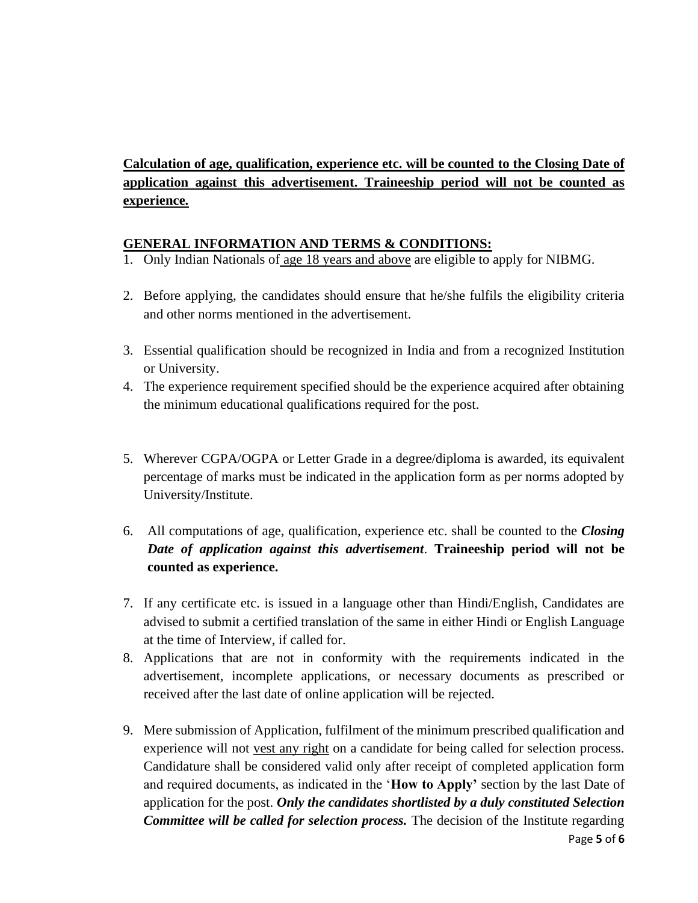**Calculation of age, qualification, experience etc. will be counted to the Closing Date of application against this advertisement. Traineeship period will not be counted as experience.**

**GENERAL INFORMATION AND TERMS & CONDITIONS:**

1. Only Indian Nationals of age 18 years and above are eligible to apply for NIBMG.
2. Before applying, the candidates should ensure that he/she fulfils the eligibility criteria and other norms mentioned in the advertisement.
3. Essential qualification should be recognized in India and from a recognized Institution or University.
4. The experience requirement specified should be the experience acquired after obtaining the minimum educational qualifications required for the post.
5. Wherever CGPA/OGPA or Letter Grade in a degree/diploma is awarded, its equivalent percentage of marks must be indicated in the application form as per norms adopted by University/Institute.
6. All computations of age, qualification, experience etc. shall be counted to the ***Closing Date of application against this advertisement***. **Traineeship period will not be counted as experience.**
7. If any certificate etc. is issued in a language other than Hindi/English, Candidates are advised to submit a certified translation of the same in either Hindi or English Language at the time of Interview, if called for.
8. Applications that are not in conformity with the requirements indicated in the advertisement, incomplete applications, or necessary documents as prescribed or received after the last date of online application will be rejected.
9. Mere submission of Application, fulfilment of the minimum prescribed qualification and experience will not vest any right on a candidate for being called for selection process. Candidature shall be considered valid only after receipt of completed application form and required documents, as indicated in the '**How to Apply'** section by the last Date of application for the post. ***Only the candidates shortlisted by a duly constituted Selection Committee will be called for selection process.*** The decision of the Institute regarding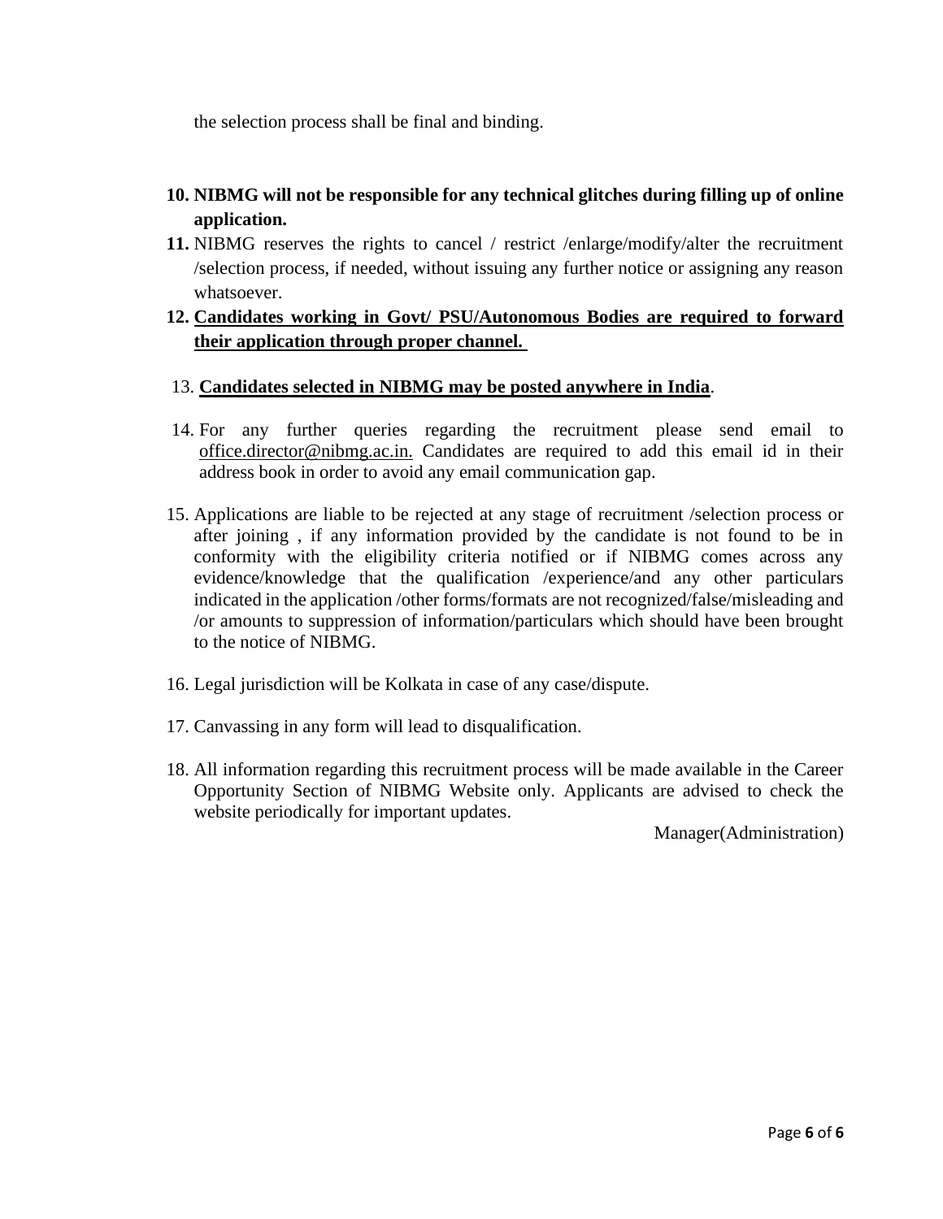the selection process shall be final and binding.

10. **NIBMG will not be responsible for any technical glitches during filling up of online application.**
11. NIBMG reserves the rights to cancel / restrict /enlarge/modify/alter the recruitment /selection process, if needed, without issuing any further notice or assigning any reason whatsoever.
12. **Candidates working in Govt/ PSU/Autonomous Bodies are required to forward their application through proper channel.**
13. **Candidates selected in NIBMG may be posted anywhere in India**.
14. For any further queries regarding the recruitment please send email to office.director@nibmg.ac.in. Candidates are required to add this email id in their address book in order to avoid any email communication gap.
15. Applications are liable to be rejected at any stage of recruitment /selection process or after joining , if any information provided by the candidate is not found to be in conformity with the eligibility criteria notified or if NIBMG comes across any evidence/knowledge that the qualification /experience/and any other particulars indicated in the application /other forms/formats are not recognized/false/misleading and /or amounts to suppression of information/particulars which should have been brought to the notice of NIBMG.
16. Legal jurisdiction will be Kolkata in case of any case/dispute.
17. Canvassing in any form will lead to disqualification.
18. All information regarding this recruitment process will be made available in the Career Opportunity Section of NIBMG Website only. Applicants are advised to check the website periodically for important updates.

Manager(Administration)